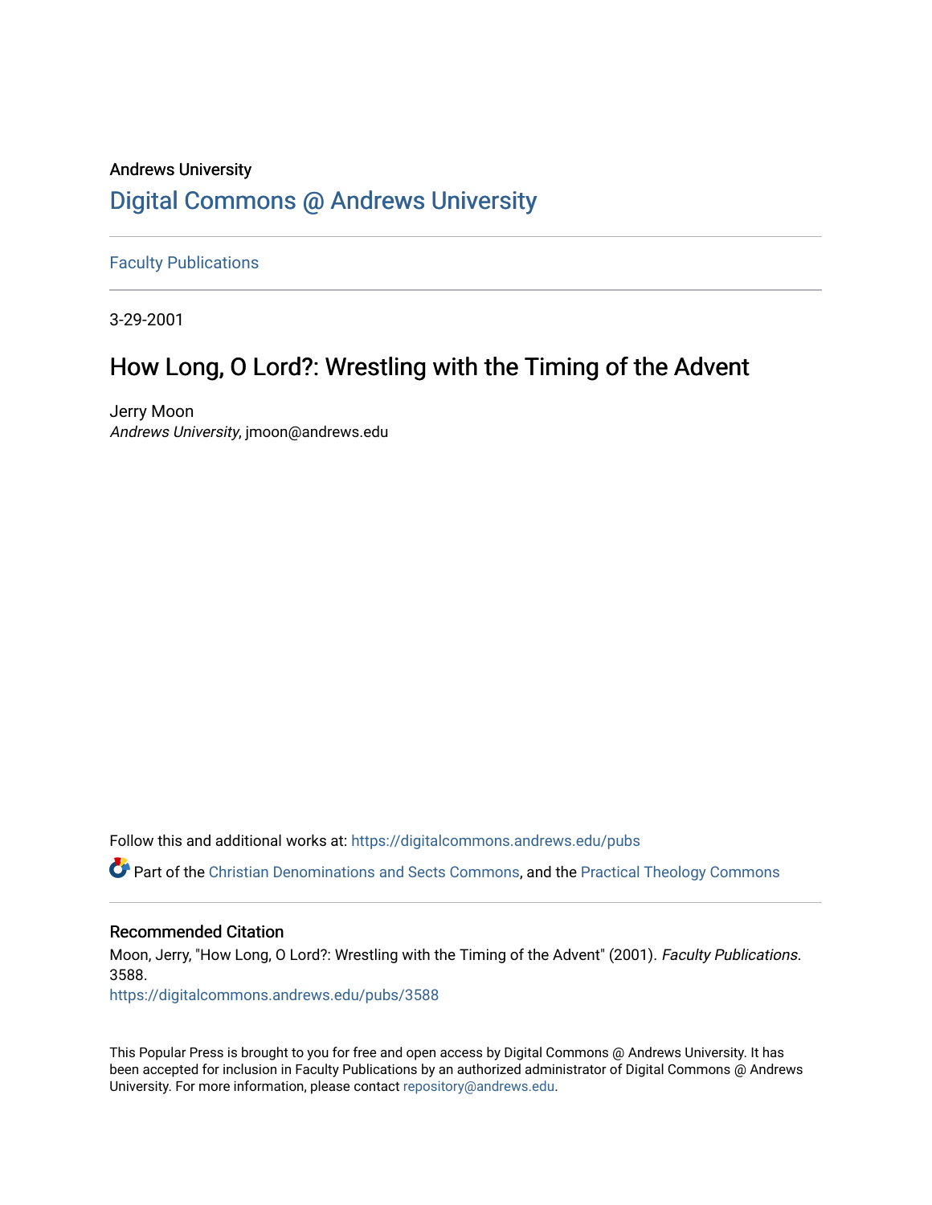Andrews University

# Digital Commons @ Andrews University

Faculty Publications

3-29-2001

## How Long, O Lord?: Wrestling with the Timing of the Advent

Jerry Moon

*Andrews University*, jmoon@andrews.edu

Follow this and additional works at: https://digitalcommons.andrews.edu/pubs

Part of the Christian Denominations and Sects Commons, and the Practical Theology Commons

### Recommended Citation

Moon, Jerry, "How Long, O Lord?: Wrestling with the Timing of the Advent" (2001). *Faculty Publications*. 3588.

https://digitalcommons.andrews.edu/pubs/3588

This Popular Press is brought to you for free and open access by Digital Commons @ Andrews University. It has been accepted for inclusion in Faculty Publications by an authorized administrator of Digital Commons @ Andrews University. For more information, please contact repository@andrews.edu.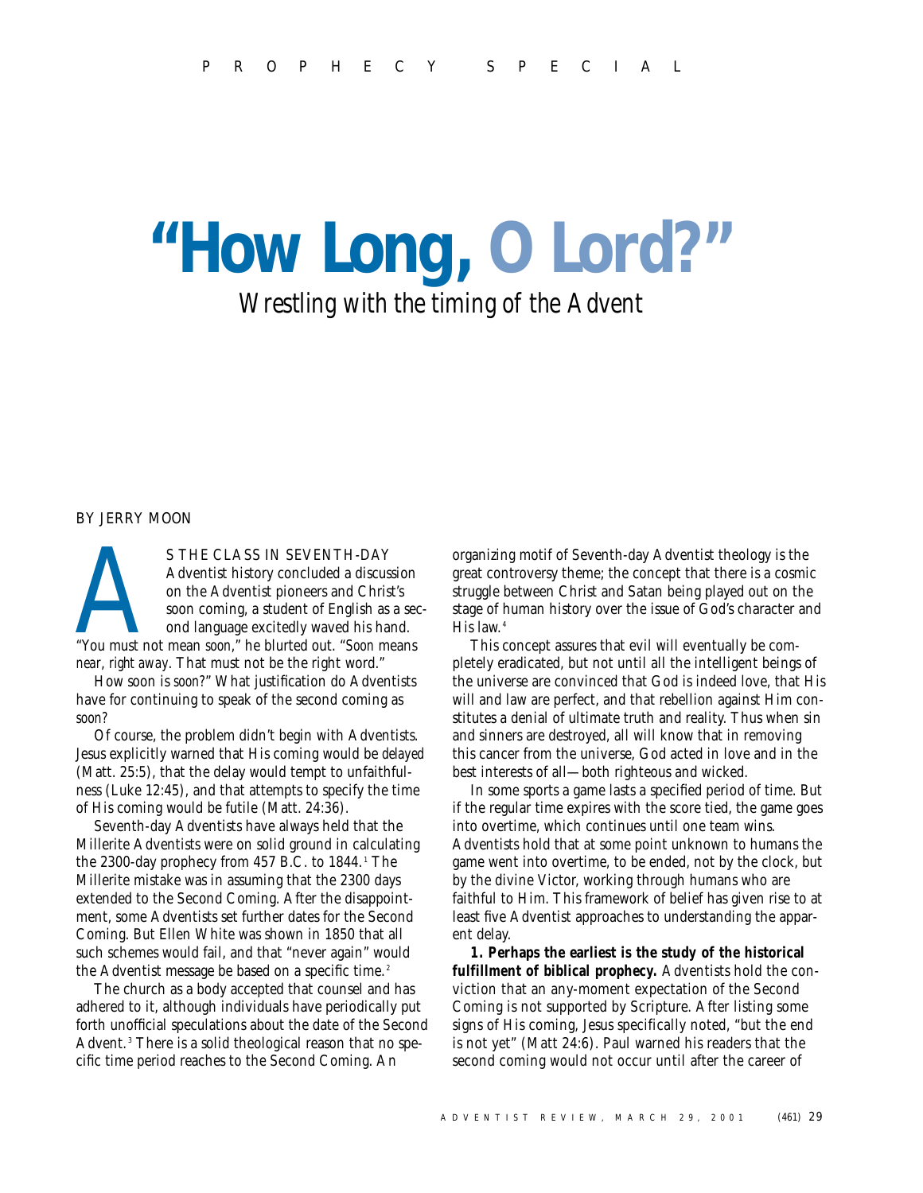# "How Long, O Lord?"

*Wrestling with the timing of the Advent*

BY JERRY MOON

AS THE CLASS IN SEVENTH-DAY Adventist history concluded a discussion on the Adventist pioneers and Christ's soon coming, a student of English as a second language excitedly waved his hand. "You must not mean *soon*," he blurted out. "*Soon* means *near, right away*. That must not be the right word."

How soon is *soon?*" What justification do Adventists have for continuing to speak of the second coming as *soon?*

Of course, the problem didn't begin with Adventists. Jesus explicitly warned that His coming would be *delayed* (Matt. 25:5), that the delay would tempt to unfaithfulness (Luke 12:45), and that attempts to specify the time of His coming would be futile (Matt. 24:36).

Seventh-day Adventists have always held that the Millerite Adventists were on solid ground in calculating the 2300-day prophecy from 457 B.C. to 1844.[1] The Millerite mistake was in assuming that the 2300 days extended to the Second Coming. After the disappointment, some Adventists set further dates for the Second Coming. But Ellen White was shown in 1850 that all such schemes would fail, and that "never again" would the Advent message be based on a specific time.[2]

The church as a body accepted that counsel and has adhered to it, although individuals have periodically put forth unofficial speculations about the date of the Second Advent.[3] There is a solid theological reason that no specific time period reaches to the Second Coming. An organizing motif of Seventh-day Adventist theology is the great controversy theme; the concept that there is a cosmic struggle between Christ and Satan being played out on the stage of human history over the issue of God's character and His law.[4]

This concept assures that evil will eventually be completely eradicated, but not until all the intelligent beings of the universe are convinced that God is indeed love, that His will and law are perfect, and that rebellion against Him constitutes a denial of ultimate truth and reality. Thus when sin and sinners are destroyed, all will know that in removing this cancer from the universe, God acted in love and in the best interests of all—both righteous and wicked.

In some sports a game lasts a specified period of time. But if the regular time expires with the score tied, the game goes into overtime, which continues until one team wins. Adventists hold that at some point unknown to humans the game went into overtime, to be ended, not by the clock, but by the divine Victor, working through humans who are faithful to Him. This framework of belief has given rise to at least five Adventist approaches to understanding the apparent delay.

**1. Perhaps the earliest is the study of the historical fulfillment of biblical prophecy.** Adventists hold the conviction that an any-moment expectation of the Second Coming is not supported by Scripture. After listing some signs of His coming, Jesus specifically noted, "but the end is not yet" (Matt 24:6). Paul warned his readers that the second coming would not occur until after the career of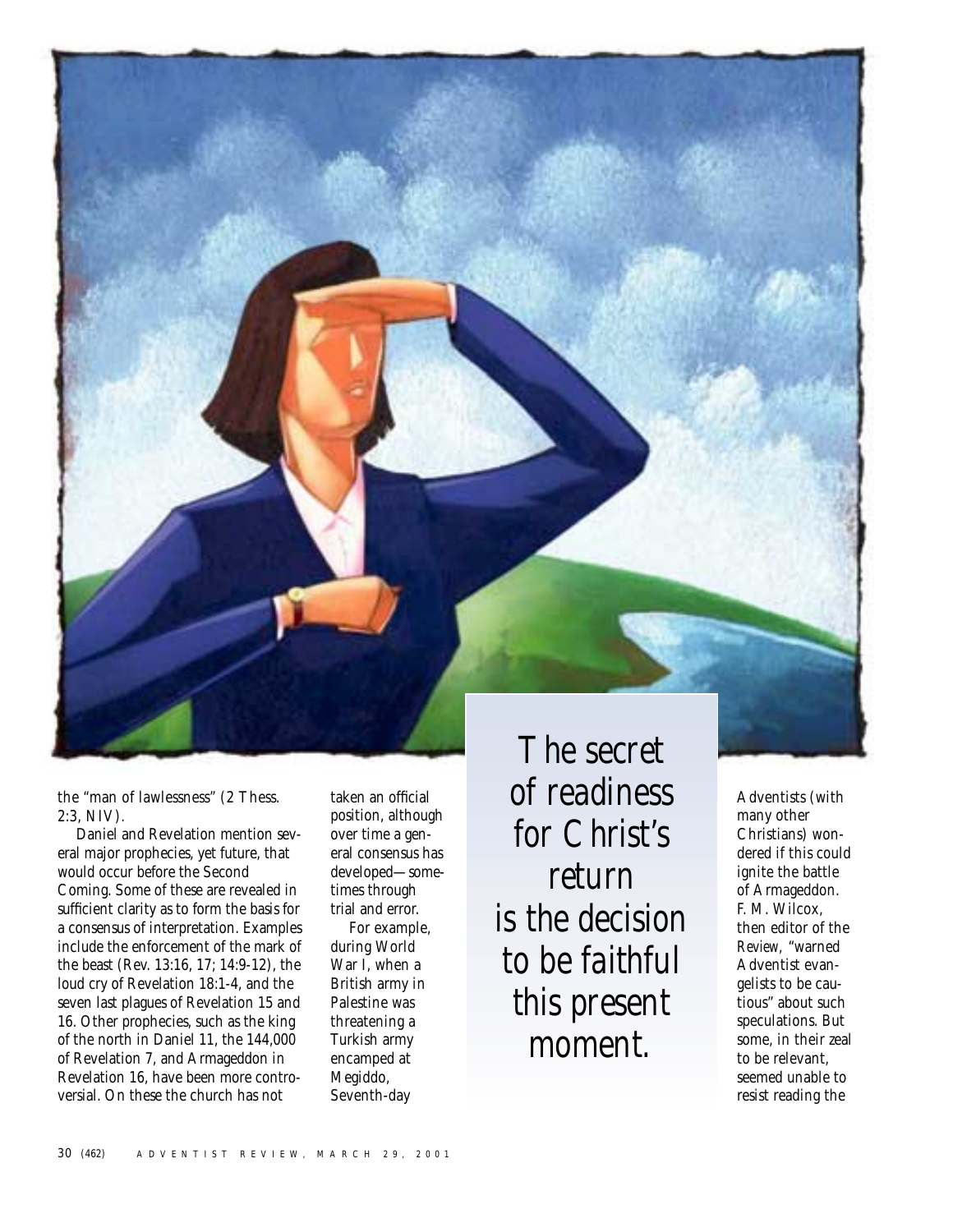the "man of lawlessness" (2 Thess. 2:3, NIV).

Daniel and Revelation mention several major prophecies, yet future, that would occur before the Second Coming. Some of these are revealed in sufficient clarity as to form the basis for a consensus of interpretation. Examples include the enforcement of the mark of the beast (Rev. 13:16, 17; 14:9-12), the loud cry of Revelation 18:1-4, and the seven last plagues of Revelation 15 and 16. Other prophecies, such as the king of the north in Daniel 11, the 144,000 of Revelation 7, and Armageddon in Revelation 16, have been more controversial. On these the church has not taken an official position, although over time a general consensus has developed—sometimes through trial and error.

For example, during World War I, when a British army in Palestine was threatening a Turkish army encamped at Megiddo, Seventh-day Adventists (with many other Christians) wondered if this could ignite the battle of Armageddon. F. M. Wilcox, then editor of the *Review*, "warned Adventist evangelists to be cautious" about such speculations. But some, in their zeal to be relevant, seemed unable to resist reading the

*The secret of readiness for Christ's return is the decision to be faithful this present moment.*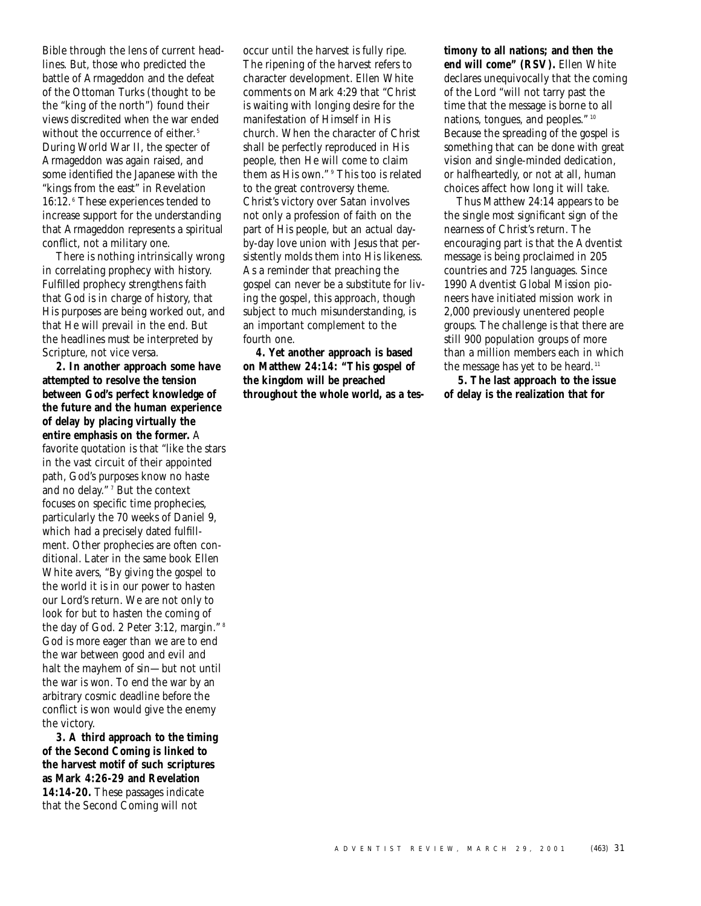Bible through the lens of current headlines. But, those who predicted the battle of Armageddon and the defeat of the Ottoman Turks (thought to be the "king of the north") found their views discredited when the war ended without the occurrence of either.[5] During World War II, the specter of Armageddon was again raised, and some identified the Japanese with the "kings from the east" in Revelation 16:12.[6] These experiences tended to increase support for the understanding that Armageddon represents a spiritual conflict, not a military one.

There is nothing intrinsically wrong in correlating prophecy with history. Fulfilled prophecy strengthens faith that God is in charge of history, that His purposes are being worked out, and that He will prevail in the end. But the headlines must be interpreted by Scripture, not vice versa.

**2. In another approach some have attempted to resolve the tension between God's perfect knowledge of the future and the human experience of delay by placing virtually the entire emphasis on the former.** A favorite quotation is that "like the stars in the vast circuit of their appointed path, God's purposes know no haste and no delay."[7] But the context focuses on specific time prophecies, particularly the 70 weeks of Daniel 9, which had a precisely dated fulfillment. Other prophecies are often conditional. Later in the same book Ellen White avers, "By giving the gospel to the world it is in our power to hasten our Lord's return. We are not only to look for but to hasten the coming of the day of God. 2 Peter 3:12, margin."[8] God is more eager than we are to end the war between good and evil and halt the mayhem of sin—but not until the war is won. To end the war by an arbitrary cosmic deadline before the conflict is won would give the enemy the victory.

**3. A third approach to the timing of the Second Coming is linked to the harvest motif of such scriptures as Mark 4:26-29 and Revelation 14:14-20.** These passages indicate that the Second Coming will not occur until the harvest is fully ripe. The ripening of the harvest refers to character development. Ellen White comments on Mark 4:29 that "Christ is waiting with longing desire for the manifestation of Himself in His church. When the character of Christ shall be perfectly reproduced in His people, then He will come to claim them as His own."[9] This too is related to the great controversy theme. Christ's victory over Satan involves not only a profession of faith on the part of His people, but an actual day-by-day love union with Jesus that persistently molds them into His likeness. As a reminder that preaching the gospel can never be a substitute for living the gospel, this approach, though subject to much misunderstanding, is an important complement to the fourth one.

**4. Yet another approach is based on Matthew 24:14: "This gospel of the kingdom will be preached throughout the whole world, as a testimony to all nations; and then the end will come" (RSV).** Ellen White declares unequivocally that the coming of the Lord "will not tarry past the time that the message is borne to all nations, tongues, and peoples."[10] Because the spreading of the gospel is something that can be done with great vision and single-minded dedication, or halfheartedly, or not at all, human choices affect how long it will take.

Thus Matthew 24:14 appears to be the single most significant sign of the nearness of Christ's return. The encouraging part is that the Adventist message is being proclaimed in 205 countries and 725 languages. Since 1990 Adventist Global Mission pioneers have initiated mission work in 2,000 previously unentered people groups. The challenge is that there are still 900 population groups of more than a million members each in which the message has yet to be heard.[11]

**5. The last approach to the issue of delay is the realization that for**